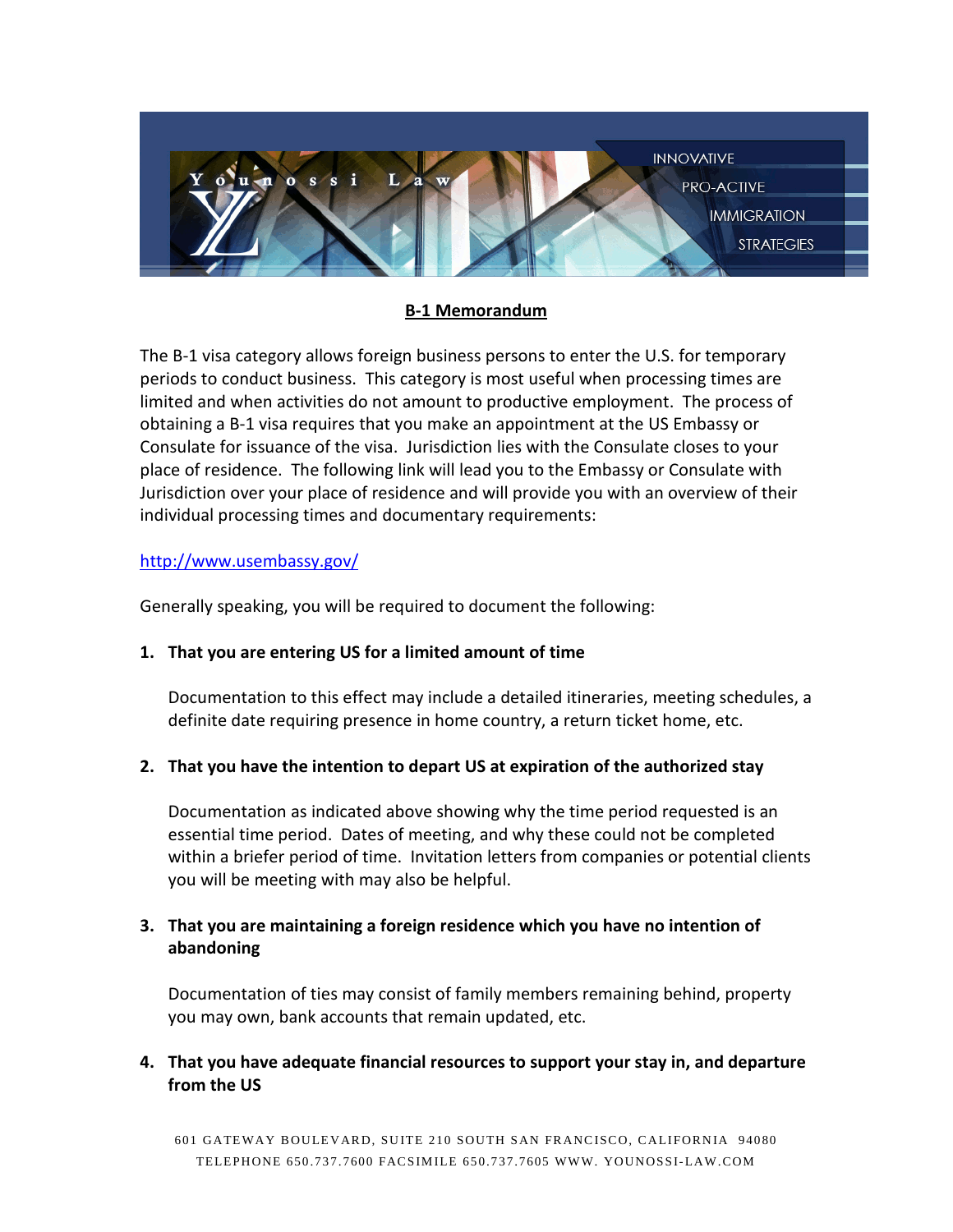## B-1 Memorandum

The B-1 visa category allows foreign business persons to enter the U.S. for temporary periods to conduct business. This category is most useful when processing times are limited and when activities do not amount to productive employment. The process of obtaining a B-1 visa requires that you make an appointment at the US Embassy or Consulate for issuance of the visa. Jurisdiction lies with the Consulate closes to your place of residence. The following link will lead you to the Embassy or Consulate with Jurisdiction over your place of residence and will provide you with an overview of their individual processing times and documentary requirements:

http://www.usembassy.gov/

Generally speaking, you will be required to document the following:

1. **That you are entering US for a limited amount of time**

   Documentation to this effect may include a detailed itineraries, meeting schedules, a definite date requiring presence in home country, a return ticket home, etc.

2. **That you have the intention to depart US at expiration of the authorized stay**

   Documentation as indicated above showing why the time period requested is an essential time period. Dates of meeting, and why these could not be completed within a briefer period of time. Invitation letters from companies or potential clients you will be meeting with may also be helpful.

3. **That you are maintaining a foreign residence which you have no intention of abandoning**

   Documentation of ties may consist of family members remaining behind, property you may own, bank accounts that remain updated, etc.

4. **That you have adequate financial resources to support your stay in, and departure from the US**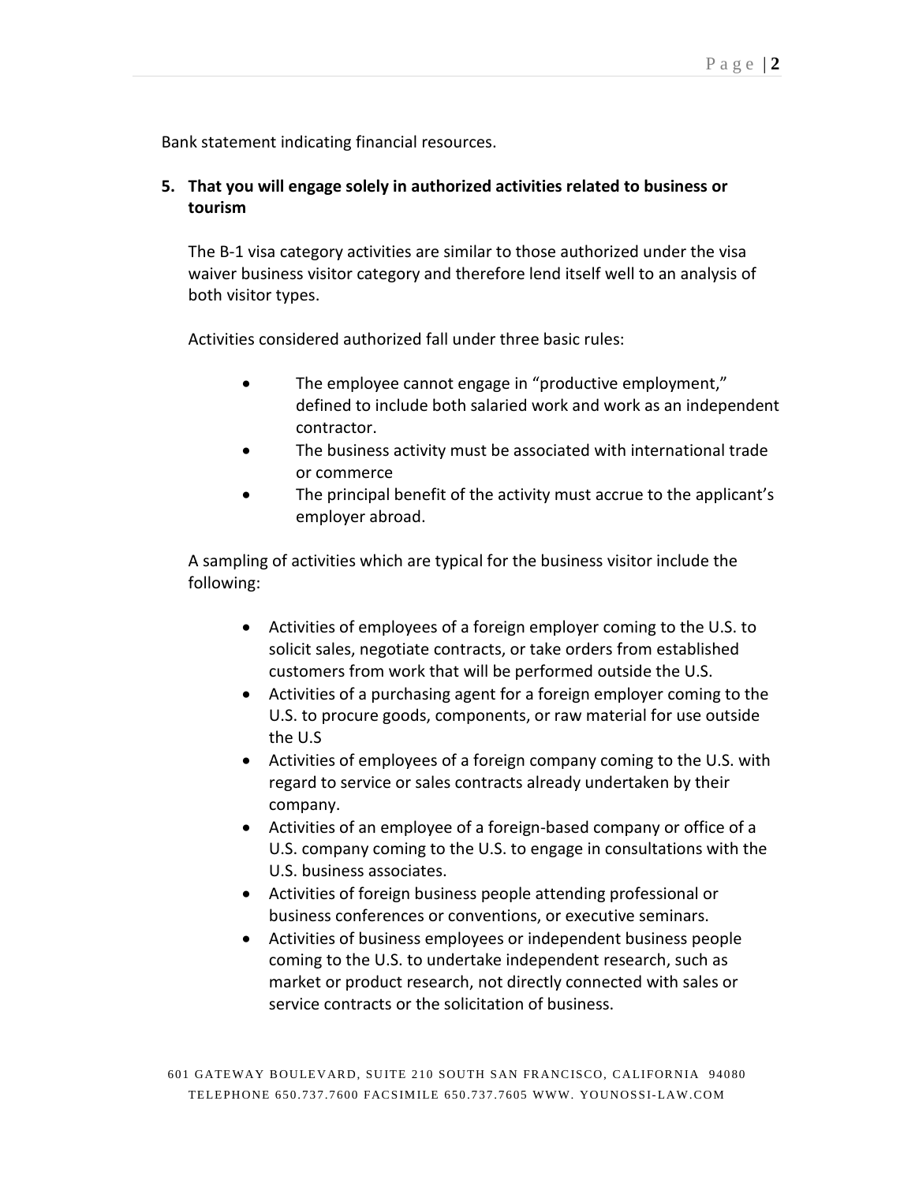Bank statement indicating financial resources.

5. **That you will engage solely in authorized activities related to business or tourism**

   The B-1 visa category activities are similar to those authorized under the visa waiver business visitor category and therefore lend itself well to an analysis of both visitor types.

   Activities considered authorized fall under three basic rules:

   - The employee cannot engage in "productive employment," defined to include both salaried work and work as an independent contractor.
   - The business activity must be associated with international trade or commerce
   - The principal benefit of the activity must accrue to the applicant's employer abroad.

   A sampling of activities which are typical for the business visitor include the following:

   - Activities of employees of a foreign employer coming to the U.S. to solicit sales, negotiate contracts, or take orders from established customers from work that will be performed outside the U.S.
   - Activities of a purchasing agent for a foreign employer coming to the U.S. to procure goods, components, or raw material for use outside the U.S
   - Activities of employees of a foreign company coming to the U.S. with regard to service or sales contracts already undertaken by their company.
   - Activities of an employee of a foreign-based company or office of a U.S. company coming to the U.S. to engage in consultations with the U.S. business associates.
   - Activities of foreign business people attending professional or business conferences or conventions, or executive seminars.
   - Activities of business employees or independent business people coming to the U.S. to undertake independent research, such as market or product research, not directly connected with sales or service contracts or the solicitation of business.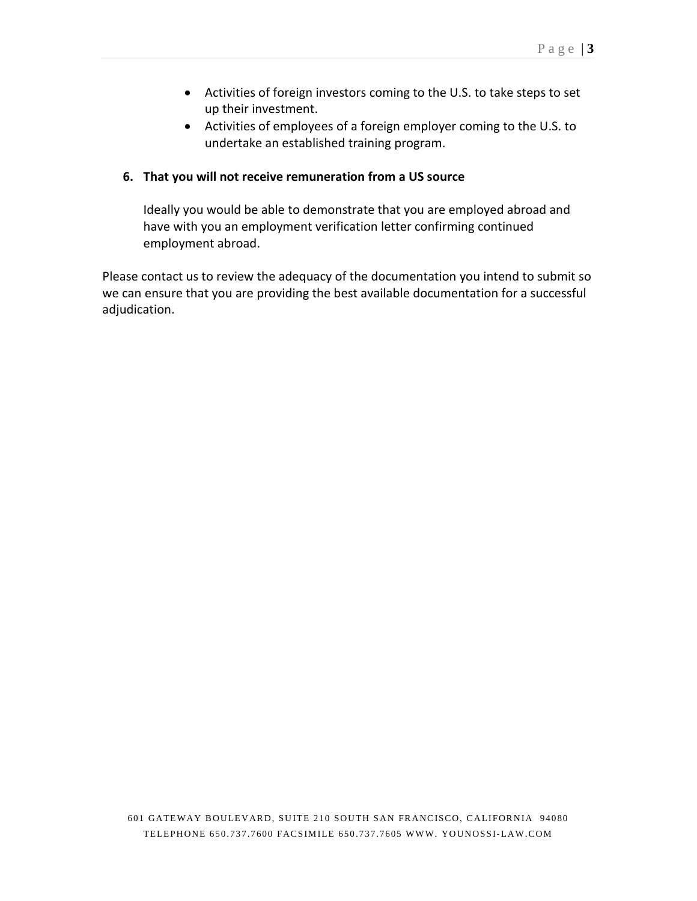- Activities of foreign investors coming to the U.S. to take steps to set up their investment.
- Activities of employees of a foreign employer coming to the U.S. to undertake an established training program.

6. **That you will not receive remuneration from a US source**

   Ideally you would be able to demonstrate that you are employed abroad and have with you an employment verification letter confirming continued employment abroad.

Please contact us to review the adequacy of the documentation you intend to submit so we can ensure that you are providing the best available documentation for a successful adjudication.